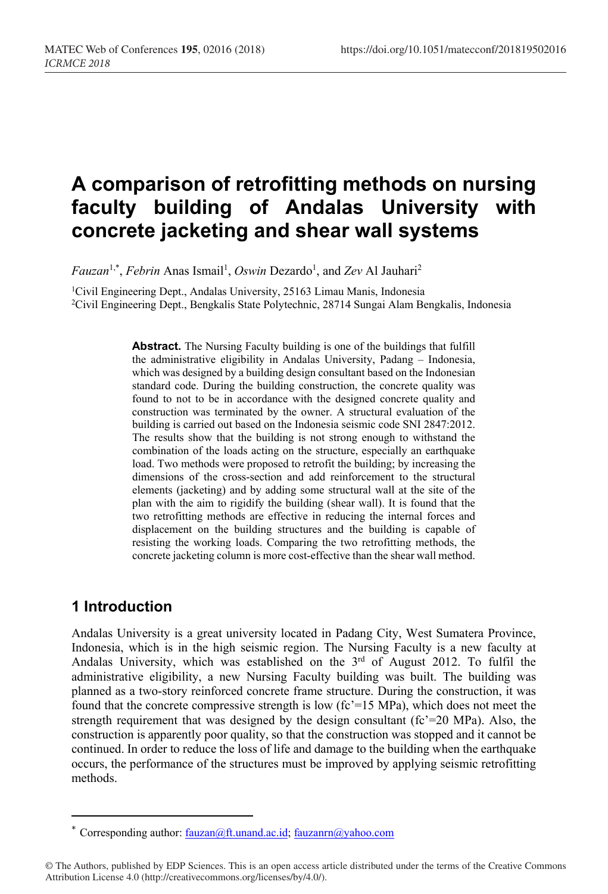# A comparison of retrofitting methods on nursing faculty building of Andalas University with concrete jacketing and shear wall systems

*Fauzan*[1,*], *Febrin* Anas Ismail[1], *Oswin* Dezardo[1], and *Zev* Al Jauhari[2]

[1]Civil Engineering Dept., Andalas University, 25163 Limau Manis, Indonesia
[2]Civil Engineering Dept., Bengkalis State Polytechnic, 28714 Sungai Alam Bengkalis, Indonesia

**Abstract.** The Nursing Faculty building is one of the buildings that fulfill the administrative eligibility in Andalas University, Padang – Indonesia, which was designed by a building design consultant based on the Indonesian standard code. During the building construction, the concrete quality was found to not to be in accordance with the designed concrete quality and construction was terminated by the owner. A structural evaluation of the building is carried out based on the Indonesia seismic code SNI 2847:2012. The results show that the building is not strong enough to withstand the combination of the loads acting on the structure, especially an earthquake load. Two methods were proposed to retrofit the building; by increasing the dimensions of the cross-section and add reinforcement to the structural elements (jacketing) and by adding some structural wall at the site of the plan with the aim to rigidify the building (shear wall). It is found that the two retrofitting methods are effective in reducing the internal forces and displacement on the building structures and the building is capable of resisting the working loads. Comparing the two retrofitting methods, the concrete jacketing column is more cost-effective than the shear wall method.

## 1 Introduction

Andalas University is a great university located in Padang City, West Sumatera Province, Indonesia, which is in the high seismic region. The Nursing Faculty is a new faculty at Andalas University, which was established on the 3rd of August 2012. To fulfil the administrative eligibility, a new Nursing Faculty building was built. The building was planned as a two-story reinforced concrete frame structure. During the construction, it was found that the concrete compressive strength is low (fc'=15 MPa), which does not meet the strength requirement that was designed by the design consultant (fc'=20 MPa). Also, the construction is apparently poor quality, so that the construction was stopped and it cannot be continued. In order to reduce the loss of life and damage to the building when the earthquake occurs, the performance of the structures must be improved by applying seismic retrofitting methods.

* Corresponding author: fauzan@ft.unand.ac.id; fauzanrn@yahoo.com

© The Authors, published by EDP Sciences. This is an open access article distributed under the terms of the Creative Commons Attribution License 4.0 (http://creativecommons.org/licenses/by/4.0/).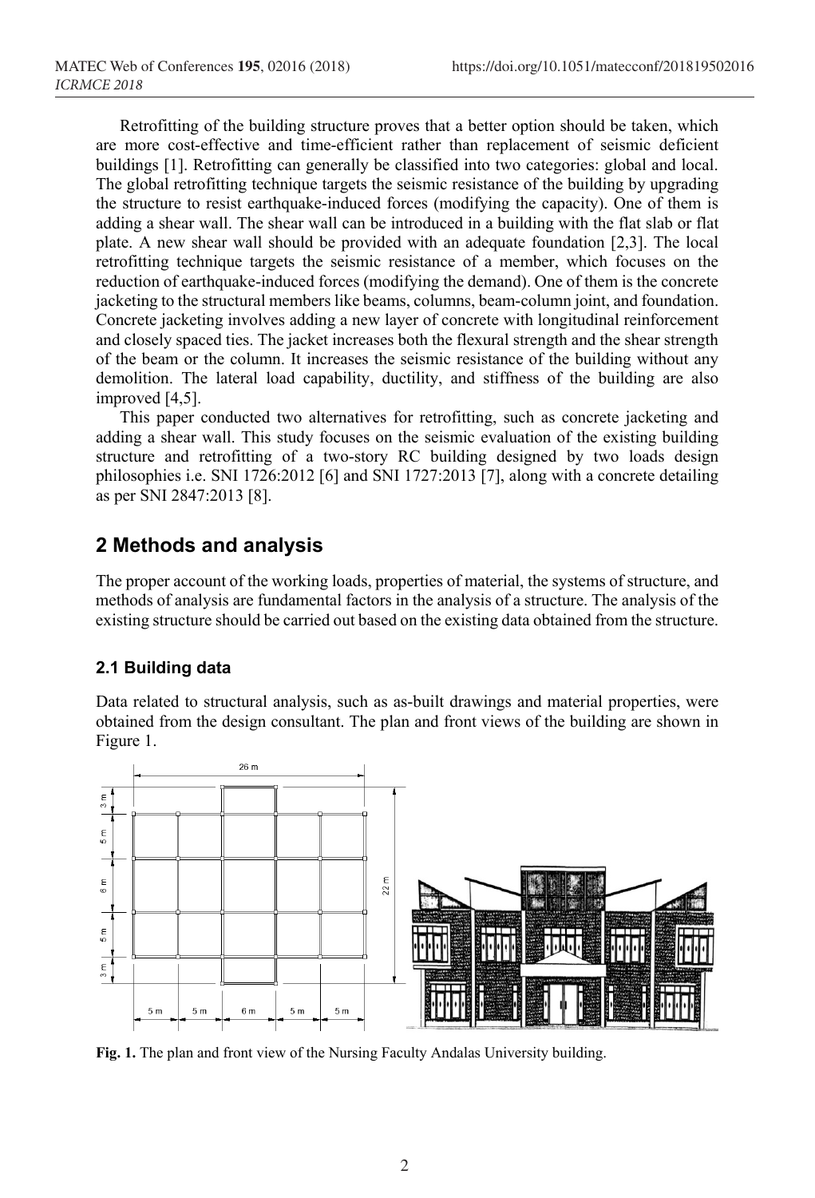Retrofitting of the building structure proves that a better option should be taken, which are more cost-effective and time-efficient rather than replacement of seismic deficient buildings [1]. Retrofitting can generally be classified into two categories: global and local. The global retrofitting technique targets the seismic resistance of the building by upgrading the structure to resist earthquake-induced forces (modifying the capacity). One of them is adding a shear wall. The shear wall can be introduced in a building with the flat slab or flat plate. A new shear wall should be provided with an adequate foundation [2,3]. The local retrofitting technique targets the seismic resistance of a member, which focuses on the reduction of earthquake-induced forces (modifying the demand). One of them is the concrete jacketing to the structural members like beams, columns, beam-column joint, and foundation. Concrete jacketing involves adding a new layer of concrete with longitudinal reinforcement and closely spaced ties. The jacket increases both the flexural strength and the shear strength of the beam or the column. It increases the seismic resistance of the building without any demolition. The lateral load capability, ductility, and stiffness of the building are also improved [4,5].

This paper conducted two alternatives for retrofitting, such as concrete jacketing and adding a shear wall. This study focuses on the seismic evaluation of the existing building structure and retrofitting of a two-story RC building designed by two loads design philosophies i.e. SNI 1726:2012 [6] and SNI 1727:2013 [7], along with a concrete detailing as per SNI 2847:2013 [8].

## 2 Methods and analysis

The proper account of the working loads, properties of material, the systems of structure, and methods of analysis are fundamental factors in the analysis of a structure. The analysis of the existing structure should be carried out based on the existing data obtained from the structure.

### 2.1 Building data

Data related to structural analysis, such as as-built drawings and material properties, were obtained from the design consultant. The plan and front views of the building are shown in Figure 1.

**Fig. 1.** The plan and front view of the Nursing Faculty Andalas University building.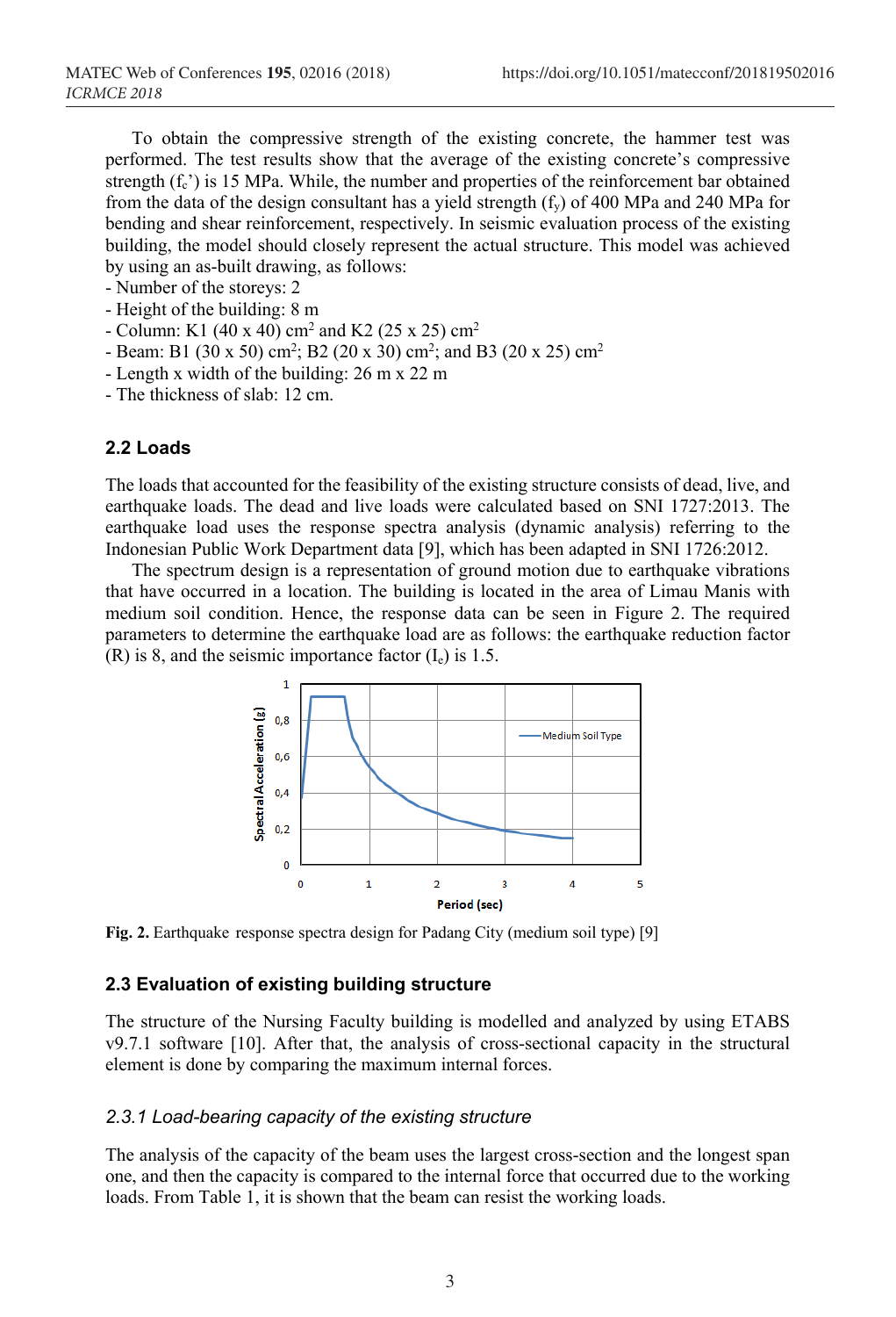To obtain the compressive strength of the existing concrete, the hammer test was performed. The test results show that the average of the existing concrete's compressive strength ($f_c$') is 15 MPa. While, the number and properties of the reinforcement bar obtained from the data of the design consultant has a yield strength ($f_y$) of 400 MPa and 240 MPa for bending and shear reinforcement, respectively. In seismic evaluation process of the existing building, the model should closely represent the actual structure. This model was achieved by using an as-built drawing, as follows:

- Number of the storeys: 2
- Height of the building: 8 m
- Column: K1 (40 x 40) cm$^2$ and K2 (25 x 25) cm$^2$
- Beam: B1 (30 x 50) cm$^2$; B2 (20 x 30) cm$^2$; and B3 (20 x 25) cm$^2$
- Length x width of the building: 26 m x 22 m
- The thickness of slab: 12 cm.

## 2.2 Loads

The loads that accounted for the feasibility of the existing structure consists of dead, live, and earthquake loads. The dead and live loads were calculated based on SNI 1727:2013. The earthquake load uses the response spectra analysis (dynamic analysis) referring to the Indonesian Public Work Department data [9], which has been adapted in SNI 1726:2012.

The spectrum design is a representation of ground motion due to earthquake vibrations that have occurred in a location. The building is located in the area of Limau Manis with medium soil condition. Hence, the response data can be seen in Figure 2. The required parameters to determine the earthquake load are as follows: the earthquake reduction factor (R) is 8, and the seismic importance factor ($I_e$) is 1.5.

**Fig. 2.** Earthquake response spectra design for Padang City (medium soil type) [9]

## 2.3 Evaluation of existing building structure

The structure of the Nursing Faculty building is modelled and analyzed by using ETABS v9.7.1 software [10]. After that, the analysis of cross-sectional capacity in the structural element is done by comparing the maximum internal forces.

### *2.3.1 Load-bearing capacity of the existing structure*

The analysis of the capacity of the beam uses the largest cross-section and the longest span one, and then the capacity is compared to the internal force that occurred due to the working loads. From Table 1, it is shown that the beam can resist the working loads.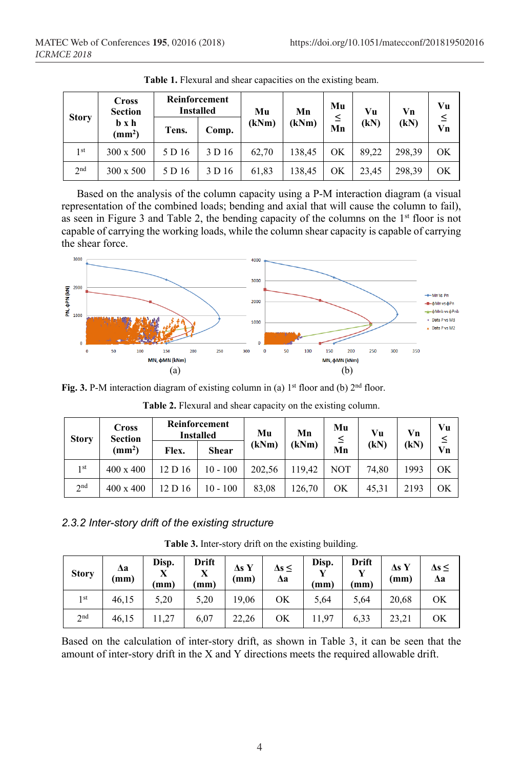**Table 1.** Flexural and shear capacities on the existing beam.

| Story | Cross Section b x h (mm²) | Reinforcement Installed | | Mu (kNm) | Mn (kNm) | Mu ≤ Mn | Vu (kN) | Vn (kN) | Vu ≤ Vn |
|---|---|---|---|---|---|---|---|---|---|
| | | Tens. | Comp. | | | | | | |
| 1st | 300 x 500 | 5 D 16 | 3 D 16 | 62,70 | 138,45 | OK | 89,22 | 298,39 | OK |
| 2nd | 300 x 500 | 5 D 16 | 3 D 16 | 61,83 | 138,45 | OK | 23,45 | 298,39 | OK |

Based on the analysis of the column capacity using a P-M interaction diagram (a visual representation of the combined loads; bending and axial that will cause the column to fail), as seen in Figure 3 and Table 2, the bending capacity of the columns on the 1st floor is not capable of carrying the working loads, while the column shear capacity is capable of carrying the shear force.

**Fig. 3.** P-M interaction diagram of existing column in (a) 1st floor and (b) 2nd floor.

**Table 2.** Flexural and shear capacity on the existing column.

| Story | Cross Section (mm²) | Reinforcement Installed | | Mu (kNm) | Mn (kNm) | Mu ≤ Mn | Vu (kN) | Vn (kN) | Vu ≤ Vn |
|---|---|---|---|---|---|---|---|---|---|
| | | Flex. | Shear | | | | | | |
| 1st | 400 x 400 | 12 D 16 | 10 - 100 | 202,56 | 119,42 | NOT | 74,80 | 1993 | OK |
| 2nd | 400 x 400 | 12 D 16 | 10 - 100 | 83,08 | 126,70 | OK | 45,31 | 2193 | OK |

### *2.3.2 Inter-story drift of the existing structure*

**Table 3.** Inter-story drift on the existing building.

| Story | Δa (mm) | Disp. X (mm) | Drift X (mm) | Δs Y (mm) | Δs ≤ Δa | Disp. Y (mm) | Drift Y (mm) | Δs Y (mm) | Δs ≤ Δa |
|---|---|---|---|---|---|---|---|---|---|
| 1st | 46,15 | 5,20 | 5,20 | 19,06 | OK | 5,64 | 5,64 | 20,68 | OK |
| 2nd | 46,15 | 11,27 | 6,07 | 22,26 | OK | 11,97 | 6,33 | 23,21 | OK |

Based on the calculation of inter-story drift, as shown in Table 3, it can be seen that the amount of inter-story drift in the X and Y directions meets the required allowable drift.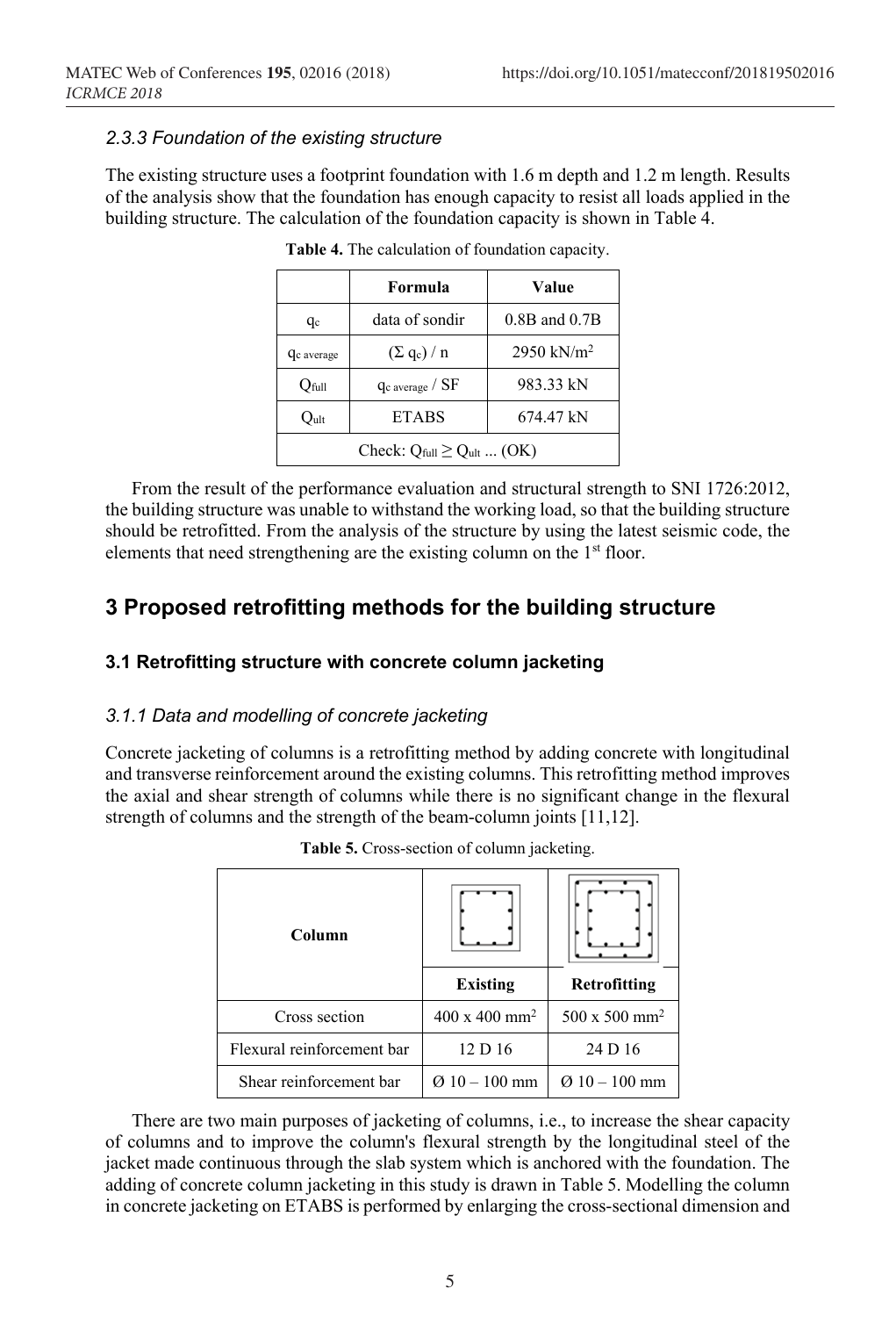### *2.3.3 Foundation of the existing structure*

The existing structure uses a footprint foundation with 1.6 m depth and 1.2 m length. Results of the analysis show that the foundation has enough capacity to resist all loads applied in the building structure. The calculation of the foundation capacity is shown in Table 4.

**Table 4.** The calculation of foundation capacity.

| | Formula | Value |
|---|---|---|
| $q_c$ | data of sondir | 0.8B and 0.7B |
| $q_{c\ average}$ | $(\Sigma\ q_c) / n$ | 2950 kN/m$^2$ |
| $Q_{full}$ | $q_{c\ average}$ / SF | 983.33 kN |
| $Q_{ult}$ | ETABS | 674.47 kN |
| Check: $Q_{full} \geq Q_{ult}$ ... (OK) | | |

From the result of the performance evaluation and structural strength to SNI 1726:2012, the building structure was unable to withstand the working load, so that the building structure should be retrofitted. From the analysis of the structure by using the latest seismic code, the elements that need strengthening are the existing column on the 1st floor.

## 3 Proposed retrofitting methods for the building structure

### 3.1 Retrofitting structure with concrete column jacketing

#### *3.1.1 Data and modelling of concrete jacketing*

Concrete jacketing of columns is a retrofitting method by adding concrete with longitudinal and transverse reinforcement around the existing columns. This retrofitting method improves the axial and shear strength of columns while there is no significant change in the flexural strength of columns and the strength of the beam-column joints [11,12].

**Table 5.** Cross-section of column jacketing.

| Column | Existing | Retrofitting |
|---|---|---|
| Cross section | 400 x 400 mm$^2$ | 500 x 500 mm$^2$ |
| Flexural reinforcement bar | 12 D 16 | 24 D 16 |
| Shear reinforcement bar | Ø 10 – 100 mm | Ø 10 – 100 mm |

There are two main purposes of jacketing of columns, i.e., to increase the shear capacity of columns and to improve the column's flexural strength by the longitudinal steel of the jacket made continuous through the slab system which is anchored with the foundation. The adding of concrete column jacketing in this study is drawn in Table 5. Modelling the column in concrete jacketing on ETABS is performed by enlarging the cross-sectional dimension and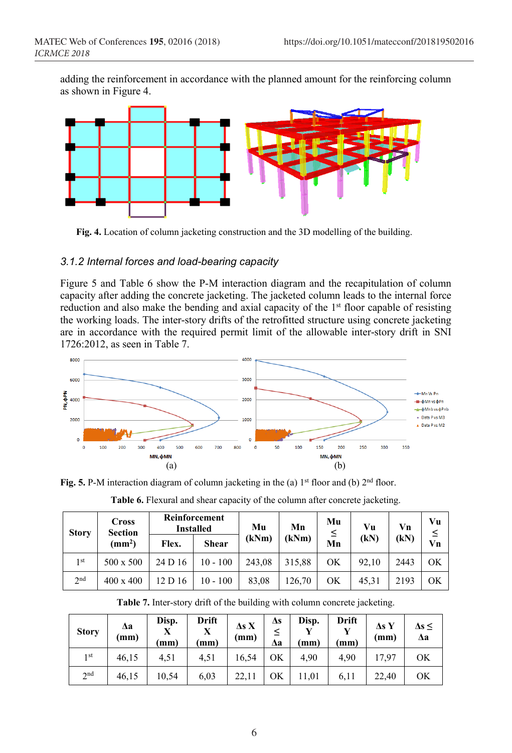adding the reinforcement in accordance with the planned amount for the reinforcing column as shown in Figure 4.

**Fig. 4.** Location of column jacketing construction and the 3D modelling of the building.

### 3.1.2 Internal forces and load-bearing capacity

Figure 5 and Table 6 show the P-M interaction diagram and the recapitulation of column capacity after adding the concrete jacketing. The jacketed column leads to the internal force reduction and also make the bending and axial capacity of the 1st floor capable of resisting the working loads. The inter-story drifts of the retrofitted structure using concrete jacketing are in accordance with the required permit limit of the allowable inter-story drift in SNI 1726:2012, as seen in Table 7.

**Fig. 5.** P-M interaction diagram of column jacketing in the (a) 1st floor and (b) 2nd floor.

**Table 6.** Flexural and shear capacity of the column after concrete jacketing.

| Story | Cross Section ($mm^2$) | Reinforcement Installed | | Mu (kNm) | Mn (kNm) | Mu ≤ Mn | Vu (kN) | Vn (kN) | Vu ≤ Vn |
|---|---|---|---|---|---|---|---|---|---|
| | | Flex. | Shear | | | | | | |
| 1st | 500 x 500 | 24 D 16 | 10 - 100 | 243,08 | 315,88 | OK | 92,10 | 2443 | OK |
| 2nd | 400 x 400 | 12 D 16 | 10 - 100 | 83,08 | 126,70 | OK | 45,31 | 2193 | OK |

**Table 7.** Inter-story drift of the building with column concrete jacketing.

| Story | Δa (mm) | Disp. X (mm) | Drift X (mm) | Δs X (mm) | Δs ≤ Δa | Disp. Y (mm) | Drift Y (mm) | Δs Y (mm) | Δs ≤ Δa |
|---|---|---|---|---|---|---|---|---|---|
| 1st | 46,15 | 4,51 | 4,51 | 16,54 | OK | 4,90 | 4,90 | 17,97 | OK |
| 2nd | 46,15 | 10,54 | 6,03 | 22,11 | OK | 11,01 | 6,11 | 22,40 | OK |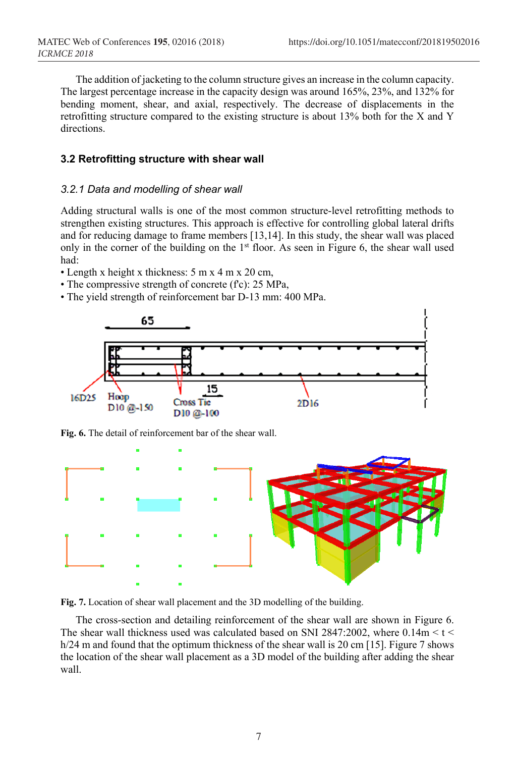The addition of jacketing to the column structure gives an increase in the column capacity. The largest percentage increase in the capacity design was around 165%, 23%, and 132% for bending moment, shear, and axial, respectively. The decrease of displacements in the retrofitting structure compared to the existing structure is about 13% both for the X and Y directions.

### 3.2 Retrofitting structure with shear wall

#### *3.2.1 Data and modelling of shear wall*

Adding structural walls is one of the most common structure-level retrofitting methods to strengthen existing structures. This approach is effective for controlling global lateral drifts and for reducing damage to frame members [13,14]. In this study, the shear wall was placed only in the corner of the building on the 1st floor. As seen in Figure 6, the shear wall used had:

- Length x height x thickness: 5 m x 4 m x 20 cm,
- The compressive strength of concrete (f'c): 25 MPa,
- The yield strength of reinforcement bar D-13 mm: 400 MPa.

**Fig. 6.** The detail of reinforcement bar of the shear wall.

**Fig. 7.** Location of shear wall placement and the 3D modelling of the building.

The cross-section and detailing reinforcement of the shear wall are shown in Figure 6. The shear wall thickness used was calculated based on SNI 2847:2002, where 0.14m < t < h/24 m and found that the optimum thickness of the shear wall is 20 cm [15]. Figure 7 shows the location of the shear wall placement as a 3D model of the building after adding the shear wall.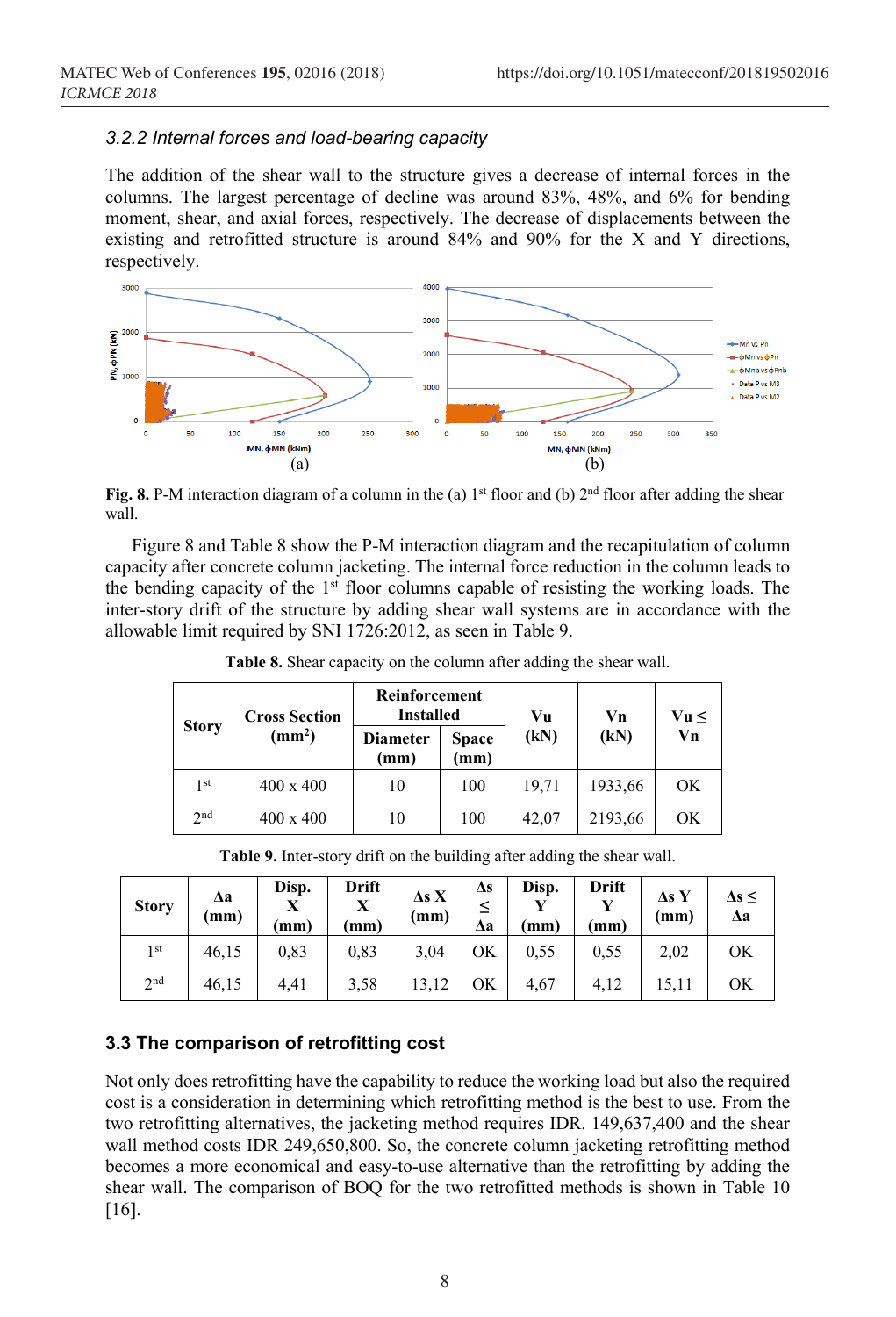### 3.2.2 Internal forces and load-bearing capacity

The addition of the shear wall to the structure gives a decrease of internal forces in the columns. The largest percentage of decline was around 83%, 48%, and 6% for bending moment, shear, and axial forces, respectively. The decrease of displacements between the existing and retrofitted structure is around 84% and 90% for the X and Y directions, respectively.

**Fig. 8.** P-M interaction diagram of a column in the (a) 1st floor and (b) 2nd floor after adding the shear wall.

Figure 8 and Table 8 show the P-M interaction diagram and the recapitulation of column capacity after concrete column jacketing. The internal force reduction in the column leads to the bending capacity of the 1st floor columns capable of resisting the working loads. The inter-story drift of the structure by adding shear wall systems are in accordance with the allowable limit required by SNI 1726:2012, as seen in Table 9.

**Table 8.** Shear capacity on the column after adding the shear wall.

| Story | Cross Section ($mm^2$) | Reinforcement Installed | | Vu (kN) | Vn (kN) | Vu ≤ Vn |
|---|---|---|---|---|---|---|
| | | Diameter (mm) | Space (mm) | | | |
| 1st | 400 x 400 | 10 | 100 | 19,71 | 1933,66 | OK |
| 2nd | 400 x 400 | 10 | 100 | 42,07 | 2193,66 | OK |

**Table 9.** Inter-story drift on the building after adding the shear wall.

| Story | Δa (mm) | Disp. X (mm) | Drift X (mm) | Δs X (mm) | Δs ≤ Δa | Disp. Y (mm) | Drift Y (mm) | Δs Y (mm) | Δs ≤ Δa |
|---|---|---|---|---|---|---|---|---|---|
| 1st | 46,15 | 0,83 | 0,83 | 3,04 | OK | 0,55 | 0,55 | 2,02 | OK |
| 2nd | 46,15 | 4,41 | 3,58 | 13,12 | OK | 4,67 | 4,12 | 15,11 | OK |

## 3.3 The comparison of retrofitting cost

Not only does retrofitting have the capability to reduce the working load but also the required cost is a consideration in determining which retrofitting method is the best to use. From the two retrofitting alternatives, the jacketing method requires IDR. 149,637,400 and the shear wall method costs IDR 249,650,800. So, the concrete column jacketing retrofitting method becomes a more economical and easy-to-use alternative than the retrofitting by adding the shear wall. The comparison of BOQ for the two retrofitted methods is shown in Table 10 [16].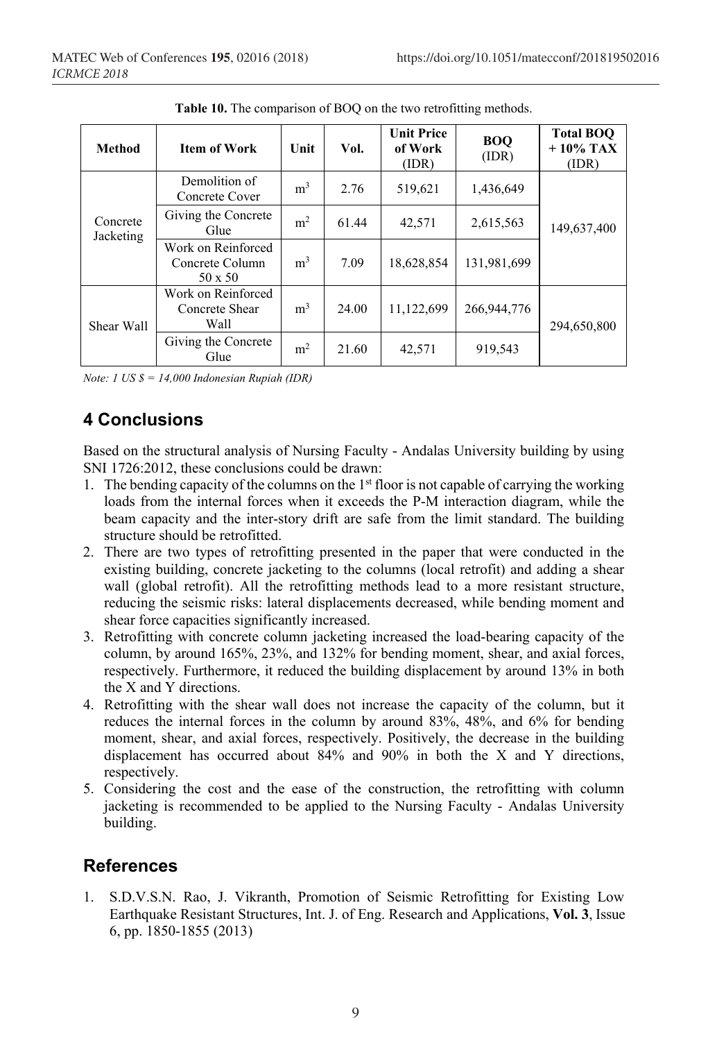**Table 10.** The comparison of BOQ on the two retrofitting methods.

| Method | Item of Work | Unit | Vol. | Unit Price of Work (IDR) | BOQ (IDR) | Total BOQ + 10% TAX (IDR) |
|---|---|---|---|---|---|---|
| Concrete Jacketing | Demolition of Concrete Cover | $m^3$ | 2.76 | 519,621 | 1,436,649 | 149,637,400 |
| | Giving the Concrete Glue | $m^2$ | 61.44 | 42,571 | 2,615,563 | |
| | Work on Reinforced Concrete Column 50 x 50 | $m^3$ | 7.09 | 18,628,854 | 131,981,699 | |
| Shear Wall | Work on Reinforced Concrete Shear Wall | $m^3$ | 24.00 | 11,122,699 | 266,944,776 | 294,650,800 |
| | Giving the Concrete Glue | $m^2$ | 21.60 | 42,571 | 919,543 | |

*Note: 1 US $ = 14,000 Indonesian Rupiah (IDR)*

## 4 Conclusions

Based on the structural analysis of Nursing Faculty - Andalas University building by using SNI 1726:2012, these conclusions could be drawn:

1. The bending capacity of the columns on the 1st floor is not capable of carrying the working loads from the internal forces when it exceeds the P-M interaction diagram, while the beam capacity and the inter-story drift are safe from the limit standard. The building structure should be retrofitted.
2. There are two types of retrofitting presented in the paper that were conducted in the existing building, concrete jacketing to the columns (local retrofit) and adding a shear wall (global retrofit). All the retrofitting methods lead to a more resistant structure, reducing the seismic risks: lateral displacements decreased, while bending moment and shear force capacities significantly increased.
3. Retrofitting with concrete column jacketing increased the load-bearing capacity of the column, by around 165%, 23%, and 132% for bending moment, shear, and axial forces, respectively. Furthermore, it reduced the building displacement by around 13% in both the X and Y directions.
4. Retrofitting with the shear wall does not increase the capacity of the column, but it reduces the internal forces in the column by around 83%, 48%, and 6% for bending moment, shear, and axial forces, respectively. Positively, the decrease in the building displacement has occurred about 84% and 90% in both the X and Y directions, respectively.
5. Considering the cost and the ease of the construction, the retrofitting with column jacketing is recommended to be applied to the Nursing Faculty - Andalas University building.

## References

1. S.D.V.S.N. Rao, J. Vikranth, Promotion of Seismic Retrofitting for Existing Low Earthquake Resistant Structures, Int. J. of Eng. Research and Applications, **Vol. 3**, Issue 6, pp. 1850-1855 (2013)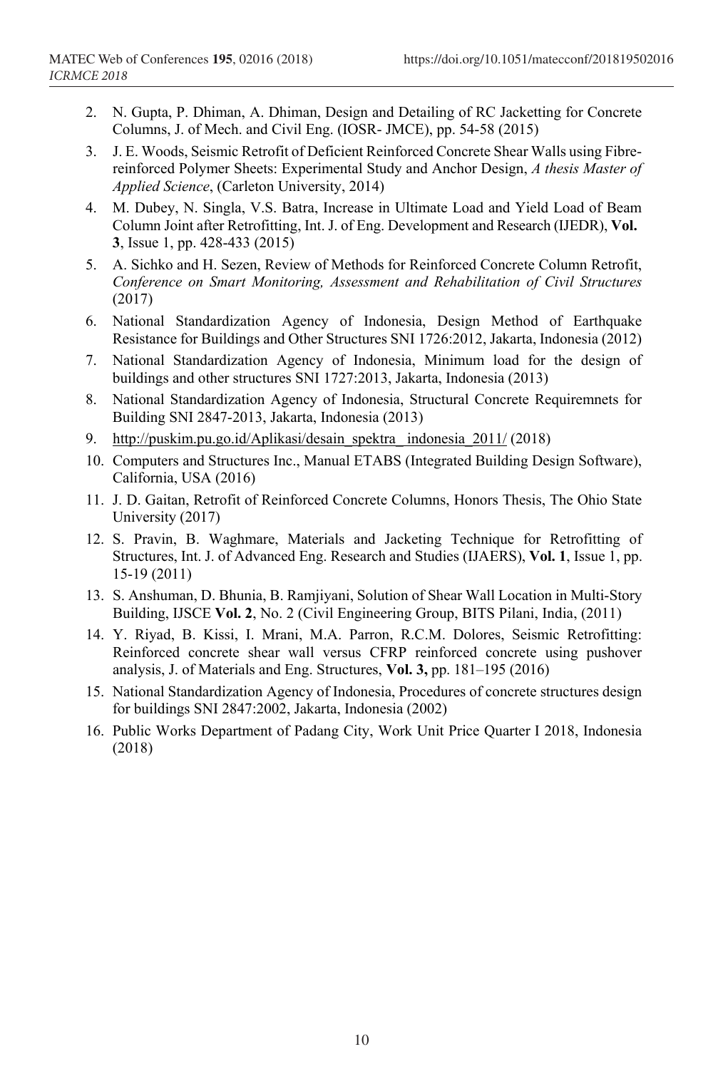2. N. Gupta, P. Dhiman, A. Dhiman, Design and Detailing of RC Jacketting for Concrete Columns, J. of Mech. and Civil Eng. (IOSR- JMCE), pp. 54-58 (2015)
3. J. E. Woods, Seismic Retrofit of Deficient Reinforced Concrete Shear Walls using Fibre-reinforced Polymer Sheets: Experimental Study and Anchor Design, *A thesis Master of Applied Science*, (Carleton University, 2014)
4. M. Dubey, N. Singla, V.S. Batra, Increase in Ultimate Load and Yield Load of Beam Column Joint after Retrofitting, Int. J. of Eng. Development and Research (IJEDR), **Vol. 3**, Issue 1, pp. 428-433 (2015)
5. A. Sichko and H. Sezen, Review of Methods for Reinforced Concrete Column Retrofit, *Conference on Smart Monitoring, Assessment and Rehabilitation of Civil Structures* (2017)
6. National Standardization Agency of Indonesia, Design Method of Earthquake Resistance for Buildings and Other Structures SNI 1726:2012, Jakarta, Indonesia (2012)
7. National Standardization Agency of Indonesia, Minimum load for the design of buildings and other structures SNI 1727:2013, Jakarta, Indonesia (2013)
8. National Standardization Agency of Indonesia, Structural Concrete Requiremnets for Building SNI 2847-2013, Jakarta, Indonesia (2013)
9. http://puskim.pu.go.id/Aplikasi/desain_spektra_ indonesia_2011/ (2018)
10. Computers and Structures Inc., Manual ETABS (Integrated Building Design Software), California, USA (2016)
11. J. D. Gaitan, Retrofit of Reinforced Concrete Columns, Honors Thesis, The Ohio State University (2017)
12. S. Pravin, B. Waghmare, Materials and Jacketing Technique for Retrofitting of Structures, Int. J. of Advanced Eng. Research and Studies (IJAERS), **Vol. 1**, Issue 1, pp. 15-19 (2011)
13. S. Anshuman, D. Bhunia, B. Ramjiyani, Solution of Shear Wall Location in Multi-Story Building, IJSCE **Vol. 2**, No. 2 (Civil Engineering Group, BITS Pilani, India, (2011)
14. Y. Riyad, B. Kissi, I. Mrani, M.A. Parron, R.C.M. Dolores, Seismic Retrofitting: Reinforced concrete shear wall versus CFRP reinforced concrete using pushover analysis, J. of Materials and Eng. Structures, **Vol. 3,** pp. 181–195 (2016)
15. National Standardization Agency of Indonesia, Procedures of concrete structures design for buildings SNI 2847:2002, Jakarta, Indonesia (2002)
16. Public Works Department of Padang City, Work Unit Price Quarter I 2018, Indonesia (2018)